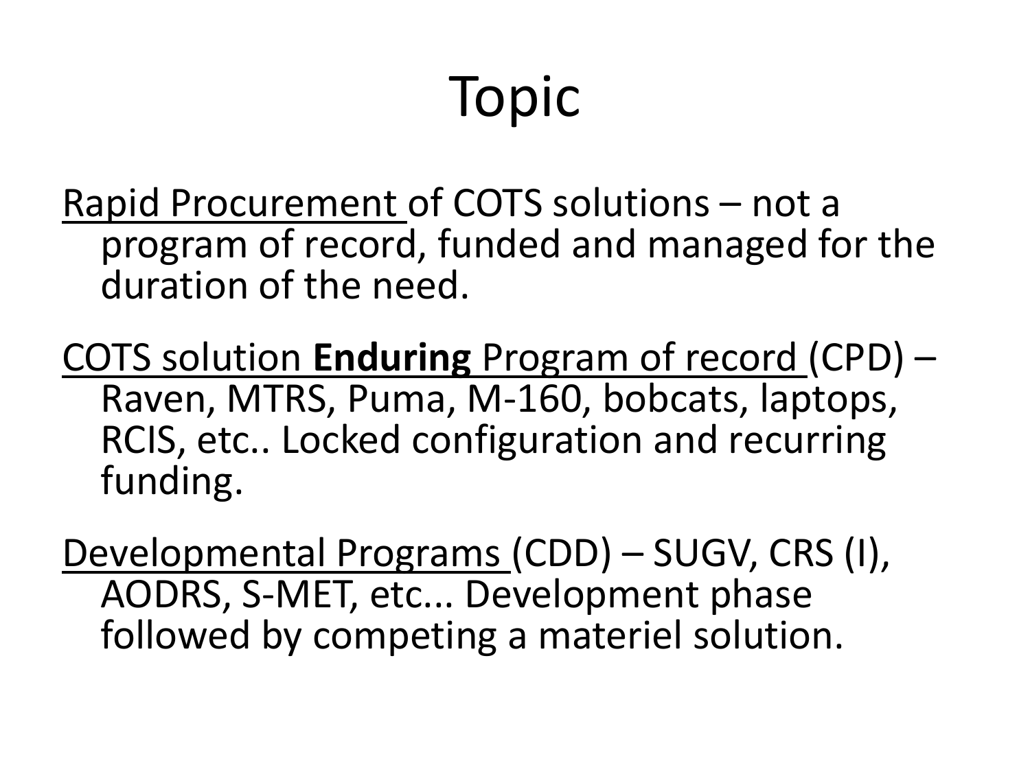# Topic

Rapid Procurement of COTS solutions – not a program of record, funded and managed for the duration of the need.

COTS solution **Enduring** Program of record (CPD) – Raven, MTRS, Puma, M-160, bobcats, laptops, RCIS, etc.. Locked configuration and recurring funding.

Developmental Programs (CDD) – SUGV, CRS (I), AODRS, S-MET, etc... Development phase followed by competing a materiel solution.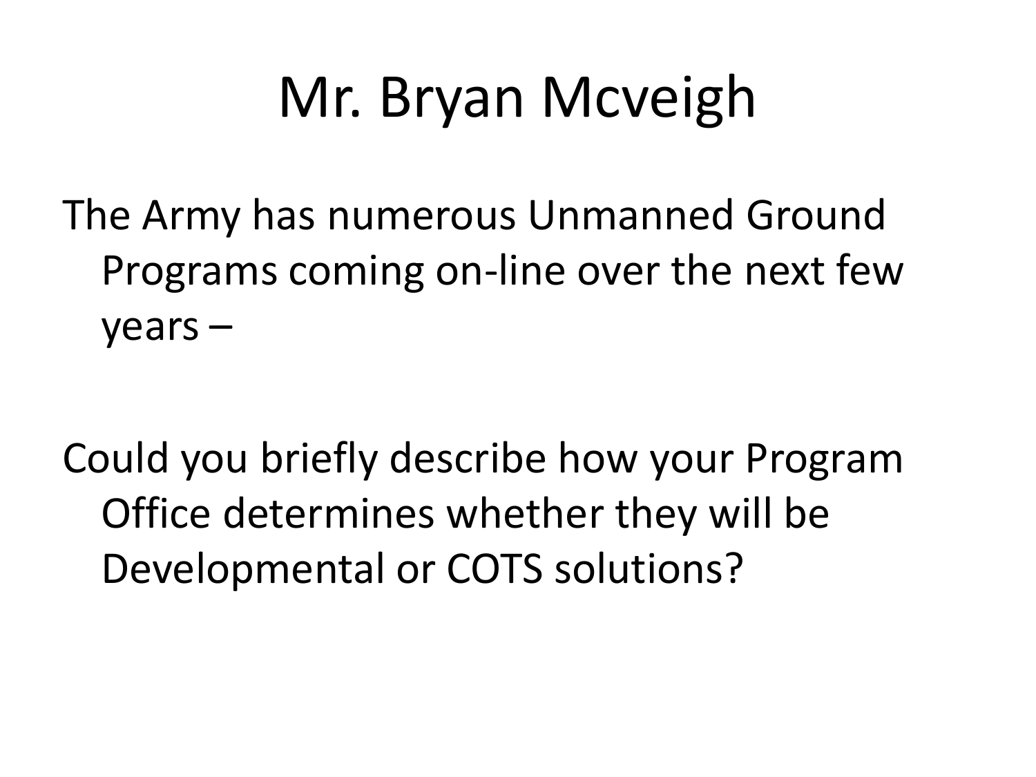# Mr. Bryan Mcveigh

The Army has numerous Unmanned Ground Programs coming on-line over the next few years –

Could you briefly describe how your Program Office determines whether they will be Developmental or COTS solutions?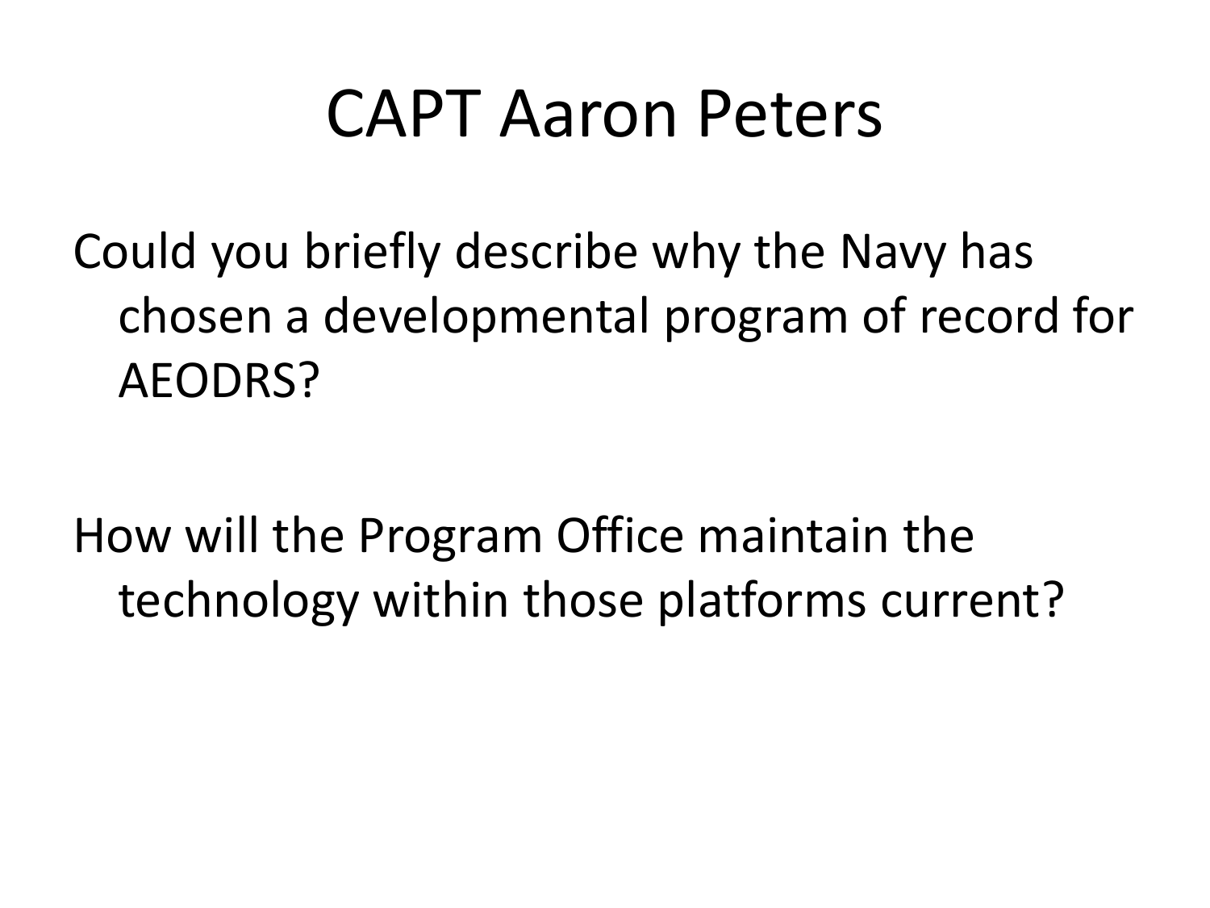# CAPT Aaron Peters

Could you briefly describe why the Navy has chosen a developmental program of record for AEODRS?

How will the Program Office maintain the technology within those platforms current?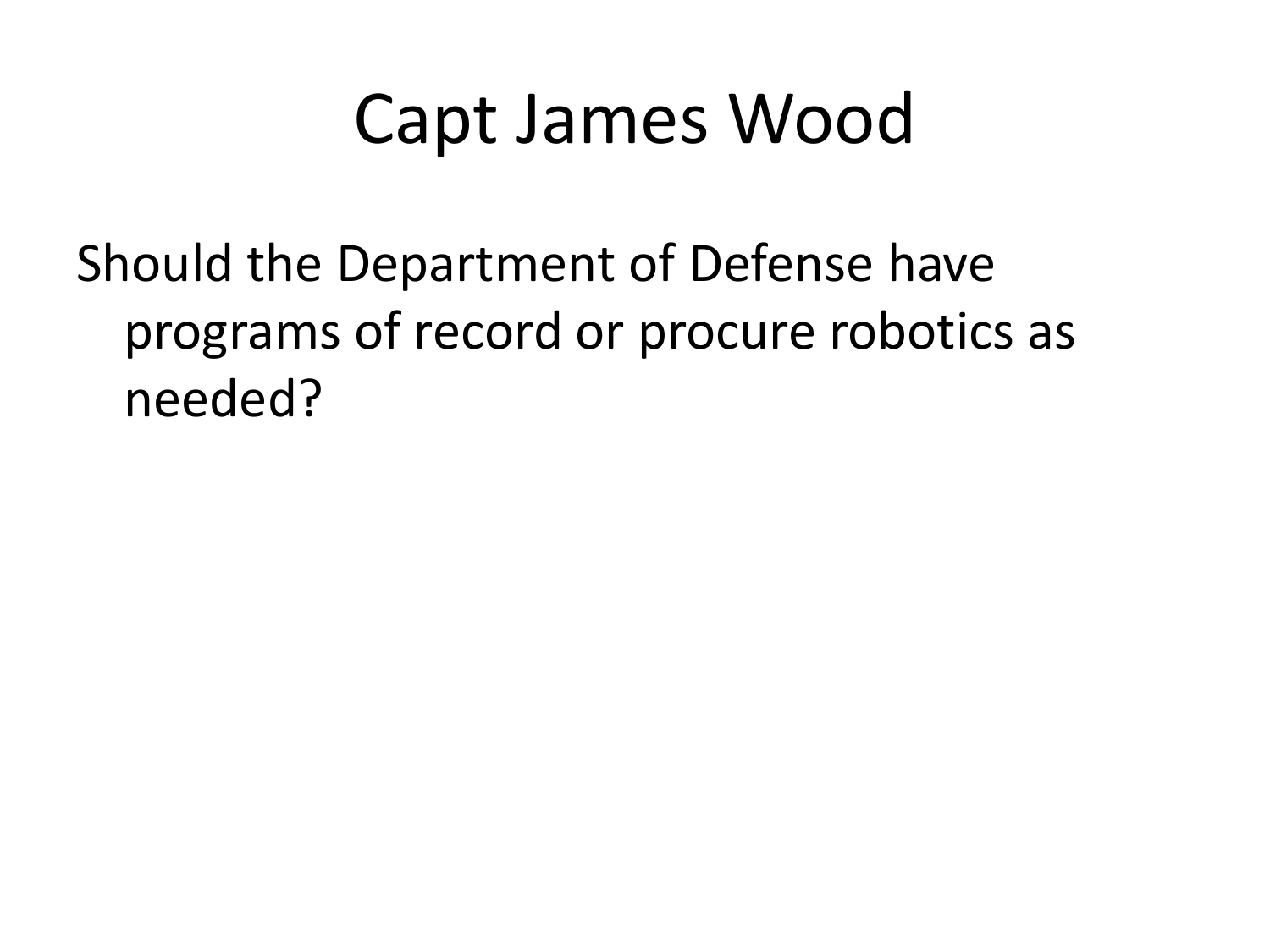# Capt James Wood

Should the Department of Defense have programs of record or procure robotics as needed?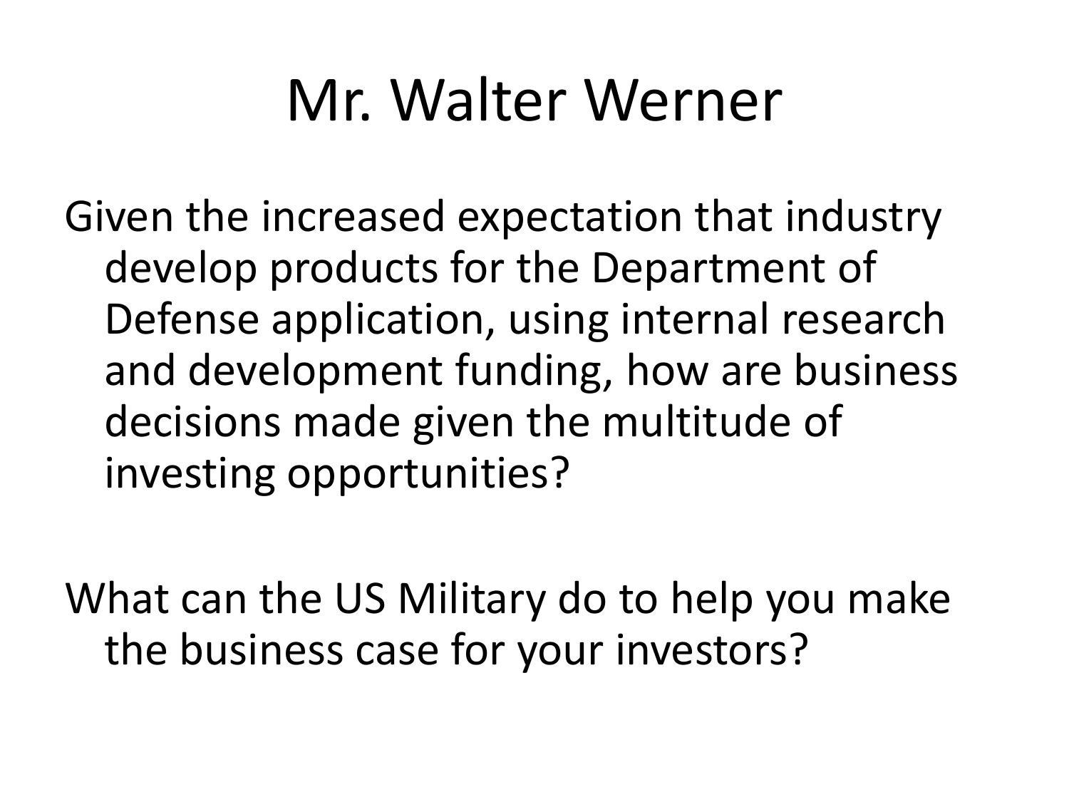# Mr. Walter Werner

Given the increased expectation that industry develop products for the Department of Defense application, using internal research and development funding, how are business decisions made given the multitude of investing opportunities?

What can the US Military do to help you make the business case for your investors?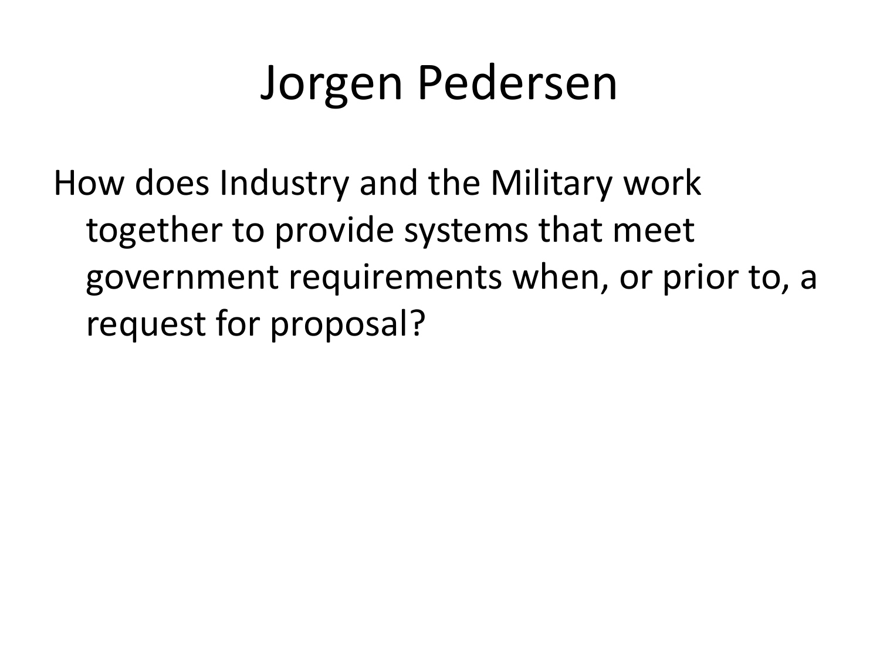# Jorgen Pedersen

How does Industry and the Military work together to provide systems that meet government requirements when, or prior to, a request for proposal?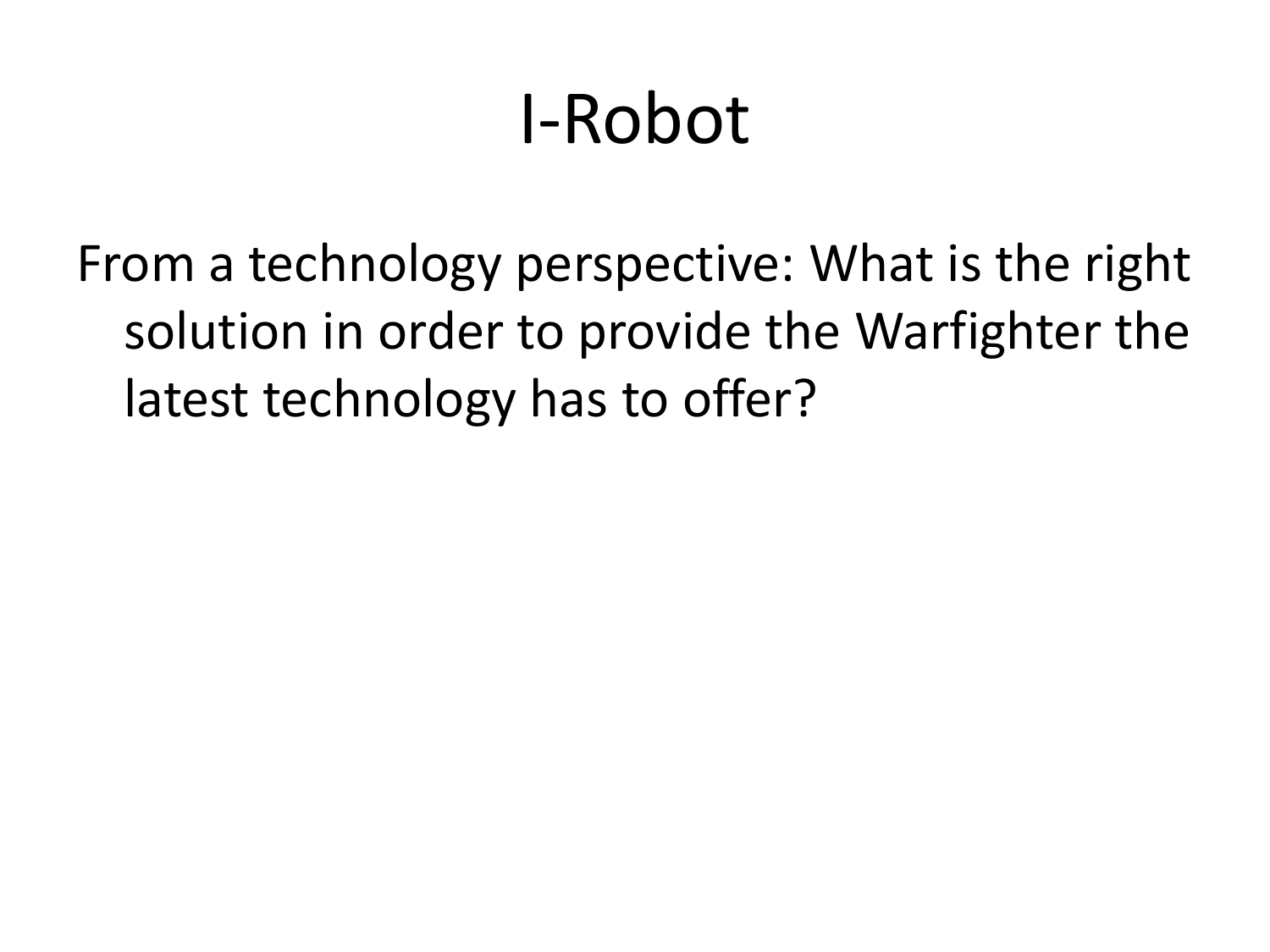# I-Robot

From a technology perspective: What is the right solution in order to provide the Warfighter the latest technology has to offer?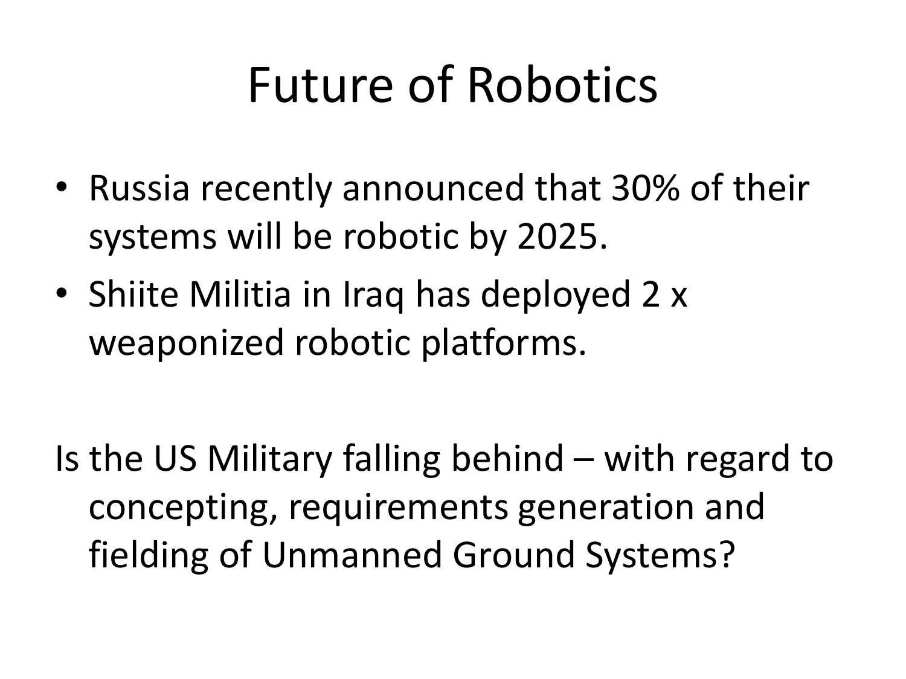# Future of Robotics

- Russia recently announced that 30% of their systems will be robotic by 2025.
- Shiite Militia in Iraq has deployed 2 x weaponized robotic platforms.

Is the US Military falling behind – with regard to concepting, requirements generation and fielding of Unmanned Ground Systems?